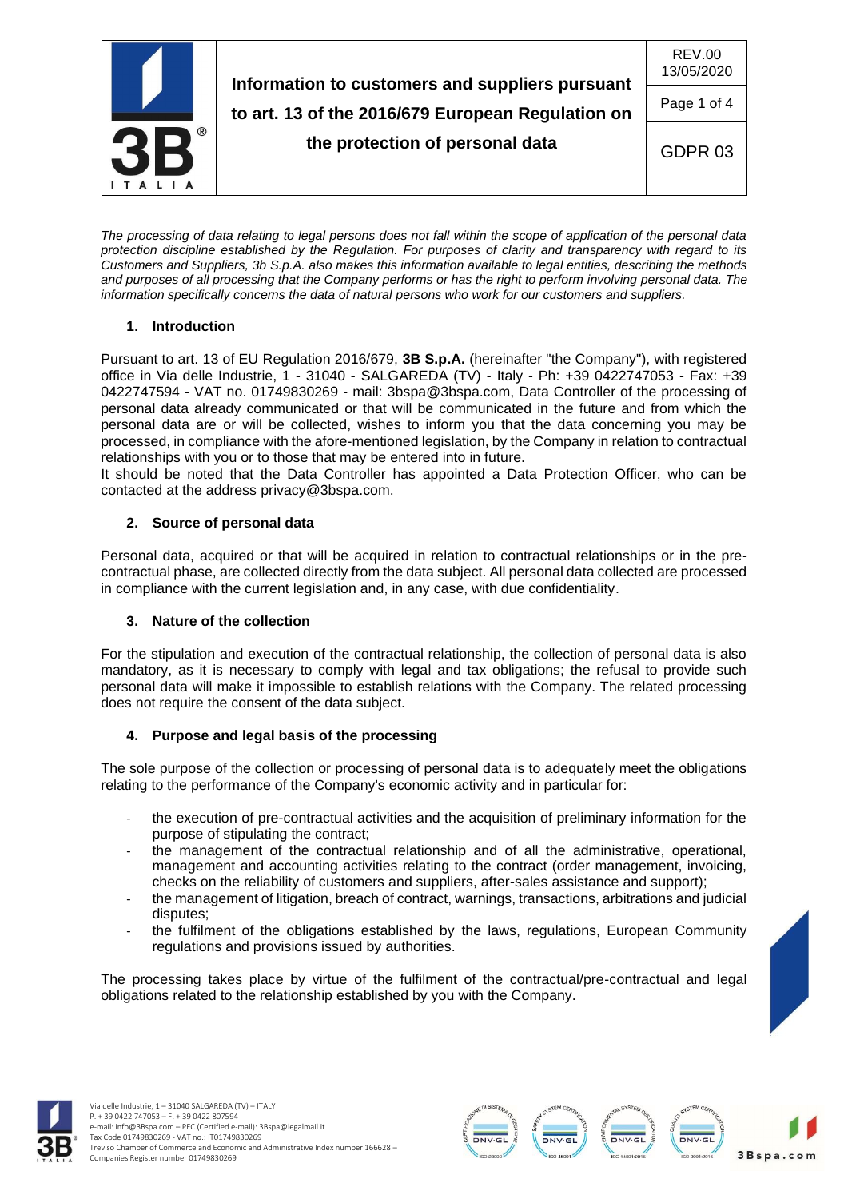# Information to customers and suppliers pursuant to art. 13 of the 2016/679 European Regulation on the protection of personal data

REV.00 13/05/2020

GDPR 03

*The processing of data relating to legal persons does not fall within the scope of application of the personal data protection discipline established by the Regulation. For purposes of clarity and transparency with regard to its Customers and Suppliers, 3b S.p.A. also makes this information available to legal entities, describing the methods and purposes of all processing that the Company performs or has the right to perform involving personal data. The information specifically concerns the data of natural persons who work for our customers and suppliers.*

## 1. Introduction

Pursuant to art. 13 of EU Regulation 2016/679, **3B S.p.A.** (hereinafter "the Company"), with registered office in Via delle Industrie, 1 - 31040 - SALGAREDA (TV) - Italy - Ph: +39 0422747053 - Fax: +39 0422747594 - VAT no. 01749830269 - mail: 3bspa@3bspa.com, Data Controller of the processing of personal data already communicated or that will be communicated in the future and from which the personal data are or will be collected, wishes to inform you that the data concerning you may be processed, in compliance with the afore-mentioned legislation, by the Company in relation to contractual relationships with you or to those that may be entered into in future.

It should be noted that the Data Controller has appointed a Data Protection Officer, who can be contacted at the address privacy@3bspa.com.

## 2. Source of personal data

Personal data, acquired or that will be acquired in relation to contractual relationships or in the pre-contractual phase, are collected directly from the data subject. All personal data collected are processed in compliance with the current legislation and, in any case, with due confidentiality.

## 3. Nature of the collection

For the stipulation and execution of the contractual relationship, the collection of personal data is also mandatory, as it is necessary to comply with legal and tax obligations; the refusal to provide such personal data will make it impossible to establish relations with the Company. The related processing does not require the consent of the data subject.

## 4. Purpose and legal basis of the processing

The sole purpose of the collection or processing of personal data is to adequately meet the obligations relating to the performance of the Company's economic activity and in particular for:

- the execution of pre-contractual activities and the acquisition of preliminary information for the purpose of stipulating the contract;
- the management of the contractual relationship and of all the administrative, operational, management and accounting activities relating to the contract (order management, invoicing, checks on the reliability of customers and suppliers, after-sales assistance and support);
- the management of litigation, breach of contract, warnings, transactions, arbitrations and judicial disputes;
- the fulfilment of the obligations established by the laws, regulations, European Community regulations and provisions issued by authorities.

The processing takes place by virtue of the fulfilment of the contractual/pre-contractual and legal obligations related to the relationship established by you with the Company.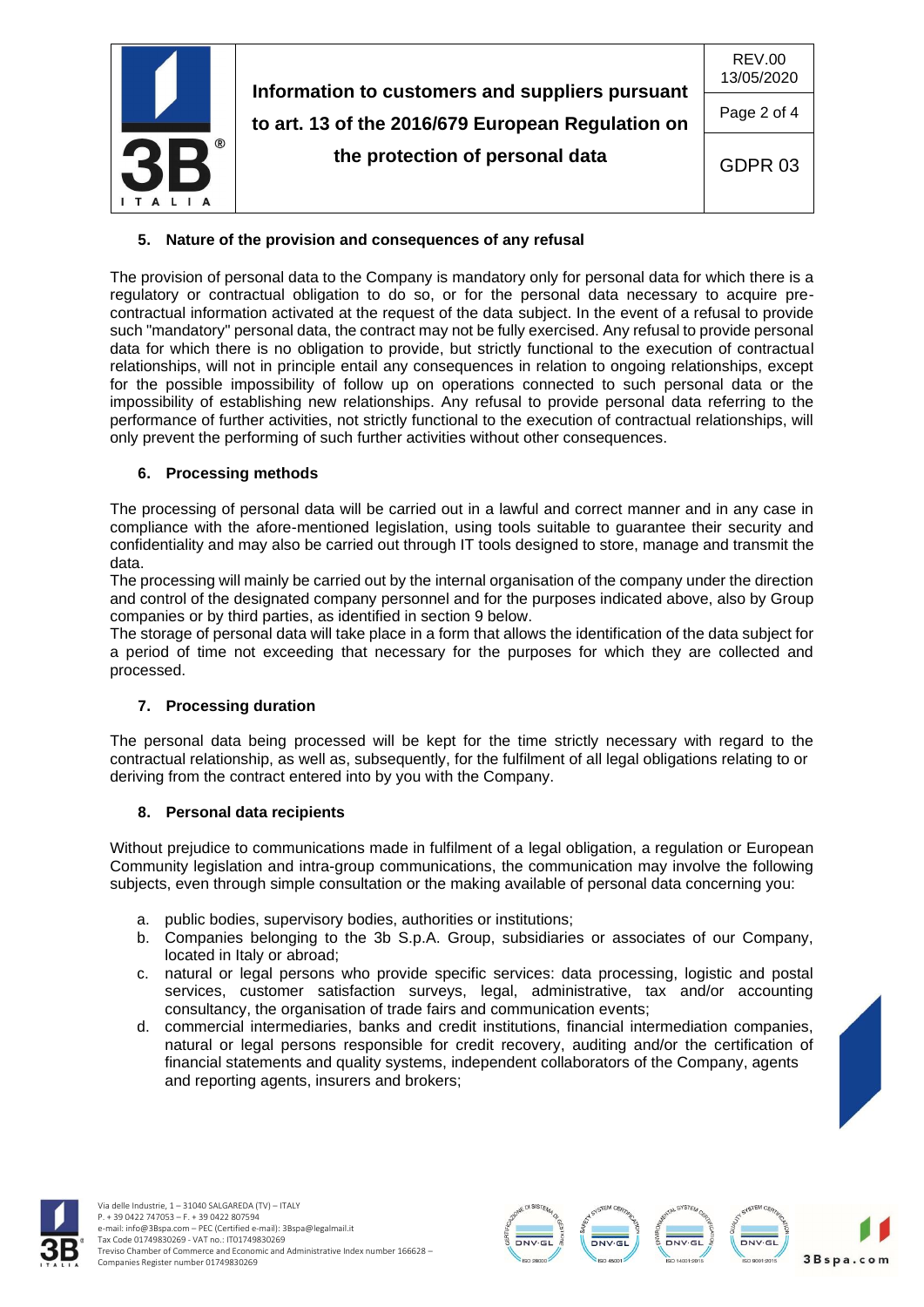## 5. Nature of the provision and consequences of any refusal

The provision of personal data to the Company is mandatory only for personal data for which there is a regulatory or contractual obligation to do so, or for the personal data necessary to acquire pre-contractual information activated at the request of the data subject. In the event of a refusal to provide such "mandatory" personal data, the contract may not be fully exercised. Any refusal to provide personal data for which there is no obligation to provide, but strictly functional to the execution of contractual relationships, will not in principle entail any consequences in relation to ongoing relationships, except for the possible impossibility of follow up on operations connected to such personal data or the impossibility of establishing new relationships. Any refusal to provide personal data referring to the performance of further activities, not strictly functional to the execution of contractual relationships, will only prevent the performing of such further activities without other consequences.

## 6. Processing methods

The processing of personal data will be carried out in a lawful and correct manner and in any case in compliance with the afore-mentioned legislation, using tools suitable to guarantee their security and confidentiality and may also be carried out through IT tools designed to store, manage and transmit the data.

The processing will mainly be carried out by the internal organisation of the company under the direction and control of the designated company personnel and for the purposes indicated above, also by Group companies or by third parties, as identified in section 9 below.

The storage of personal data will take place in a form that allows the identification of the data subject for a period of time not exceeding that necessary for the purposes for which they are collected and processed.

## 7. Processing duration

The personal data being processed will be kept for the time strictly necessary with regard to the contractual relationship, as well as, subsequently, for the fulfilment of all legal obligations relating to or deriving from the contract entered into by you with the Company.

## 8. Personal data recipients

Without prejudice to communications made in fulfilment of a legal obligation, a regulation or European Community legislation and intra-group communications, the communication may involve the following subjects, even through simple consultation or the making available of personal data concerning you:

a. public bodies, supervisory bodies, authorities or institutions;
b. Companies belonging to the 3b S.p.A. Group, subsidiaries or associates of our Company, located in Italy or abroad;
c. natural or legal persons who provide specific services: data processing, logistic and postal services, customer satisfaction surveys, legal, administrative, tax and/or accounting consultancy, the organisation of trade fairs and communication events;
d. commercial intermediaries, banks and credit institutions, financial intermediation companies, natural or legal persons responsible for credit recovery, auditing and/or the certification of financial statements and quality systems, independent collaborators of the Company, agents and reporting agents, insurers and brokers;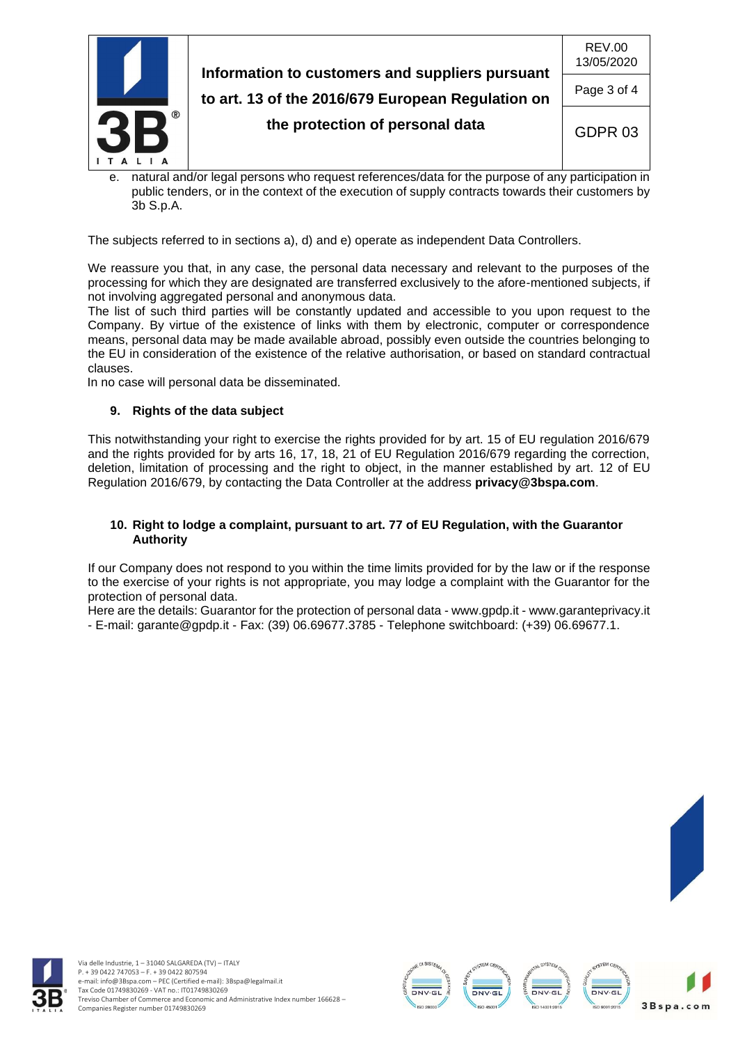e. natural and/or legal persons who request references/data for the purpose of any participation in public tenders, or in the context of the execution of supply contracts towards their customers by 3b S.p.A.

The subjects referred to in sections a), d) and e) operate as independent Data Controllers.

We reassure you that, in any case, the personal data necessary and relevant to the purposes of the processing for which they are designated are transferred exclusively to the afore-mentioned subjects, if not involving aggregated personal and anonymous data.
The list of such third parties will be constantly updated and accessible to you upon request to the Company. By virtue of the existence of links with them by electronic, computer or correspondence means, personal data may be made available abroad, possibly even outside the countries belonging to the EU in consideration of the existence of the relative authorisation, or based on standard contractual clauses.
In no case will personal data be disseminated.

## 9. Rights of the data subject

This notwithstanding your right to exercise the rights provided for by art. 15 of EU regulation 2016/679 and the rights provided for by arts 16, 17, 18, 21 of EU Regulation 2016/679 regarding the correction, deletion, limitation of processing and the right to object, in the manner established by art. 12 of EU Regulation 2016/679, by contacting the Data Controller at the address **privacy@3bspa.com**.

## 10. Right to lodge a complaint, pursuant to art. 77 of EU Regulation, with the Guarantor Authority

If our Company does not respond to you within the time limits provided for by the law or if the response to the exercise of your rights is not appropriate, you may lodge a complaint with the Guarantor for the protection of personal data.
Here are the details: Guarantor for the protection of personal data - www.gpdp.it - www.garanteprivacy.it - E-mail: garante@gpdp.it - Fax: (39) 06.69677.3785 - Telephone switchboard: (+39) 06.69677.1.